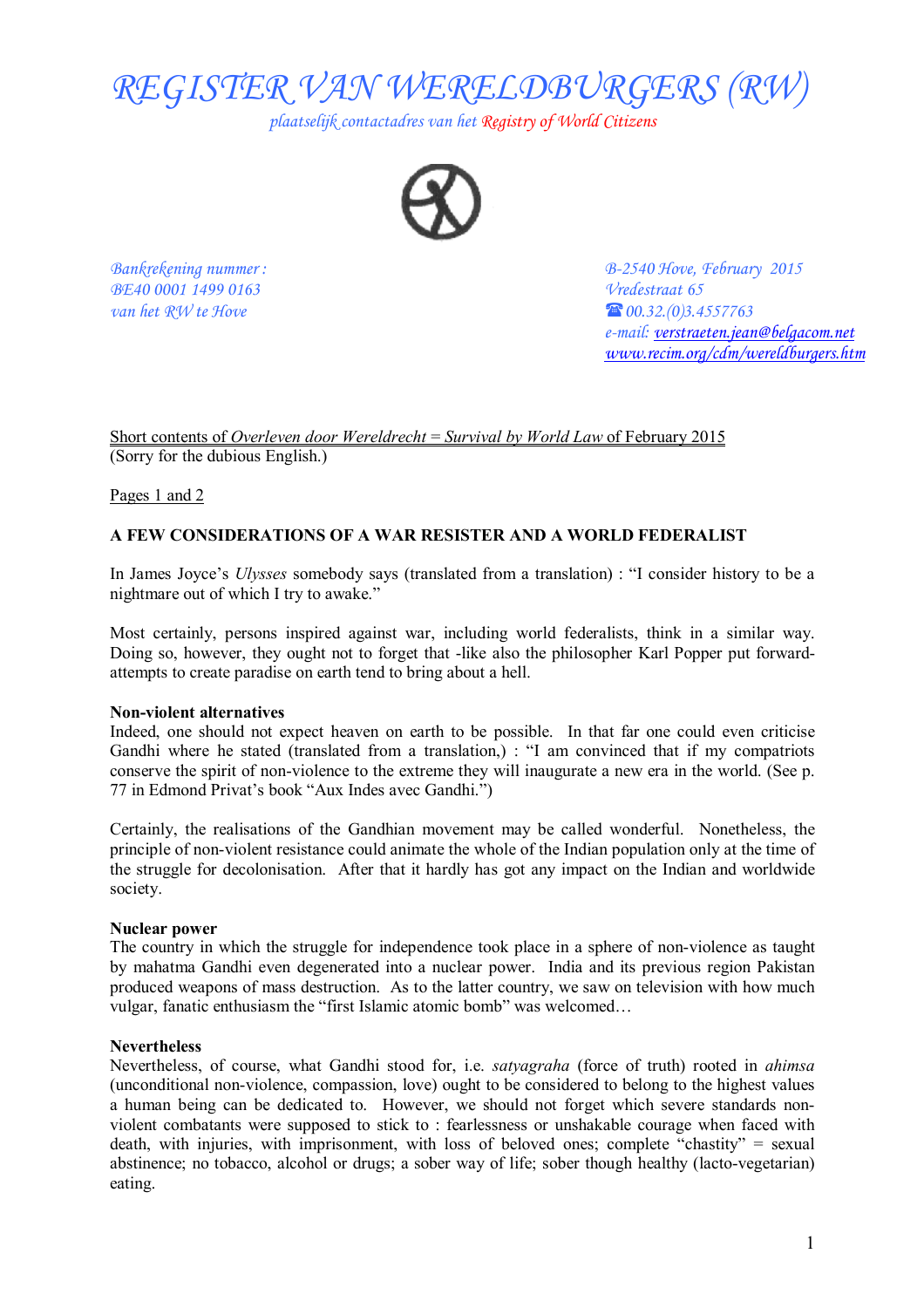# REGISTER VAN WERELDBURGERS (RW)

*plaatselijk contactadres van het Registry of World Citizens*

*Bankrekening nummer :*
*BE40 0001 1499 0163*
*van het RW te Hove*

*B-2540 Hove, February 2015*
*Vredestraat 65*
*☎ 00.32.(0)3.4557763*
*e-mail: verstraeten.jean@belgacom.net*
*www.recim.org/cdm/wereldburgers.htm*

Short contents of *Overleven door Wereldrecht* = *Survival by World Law* of February 2015
(Sorry for the dubious English.)

Pages 1 and 2

**A FEW CONSIDERATIONS OF A WAR RESISTER AND A WORLD FEDERALIST**

In James Joyce's *Ulysses* somebody says (translated from a translation) : "I consider history to be a nightmare out of which I try to awake."

Most certainly, persons inspired against war, including world federalists, think in a similar way. Doing so, however, they ought not to forget that -like also the philosopher Karl Popper put forward- attempts to create paradise on earth tend to bring about a hell.

**Non-violent alternatives**
Indeed, one should not expect heaven on earth to be possible. In that far one could even criticise Gandhi where he stated (translated from a translation,) : "I am convinced that if my compatriots conserve the spirit of non-violence to the extreme they will inaugurate a new era in the world. (See p. 77 in Edmond Privat's book "Aux Indes avec Gandhi.")

Certainly, the realisations of the Gandhian movement may be called wonderful. Nonetheless, the principle of non-violent resistance could animate the whole of the Indian population only at the time of the struggle for decolonisation. After that it hardly has got any impact on the Indian and worldwide society.

**Nuclear power**
The country in which the struggle for independence took place in a sphere of non-violence as taught by mahatma Gandhi even degenerated into a nuclear power. India and its previous region Pakistan produced weapons of mass destruction. As to the latter country, we saw on television with how much vulgar, fanatic enthusiasm the "first Islamic atomic bomb" was welcomed…

**Nevertheless**
Nevertheless, of course, what Gandhi stood for, i.e. *satyagraha* (force of truth) rooted in *ahimsa* (unconditional non-violence, compassion, love) ought to be considered to belong to the highest values a human being can be dedicated to. However, we should not forget which severe standards non-violent combatants were supposed to stick to : fearlessness or unshakable courage when faced with death, with injuries, with imprisonment, with loss of beloved ones; complete "chastity" = sexual abstinence; no tobacco, alcohol or drugs; a sober way of life; sober though healthy (lacto-vegetarian) eating.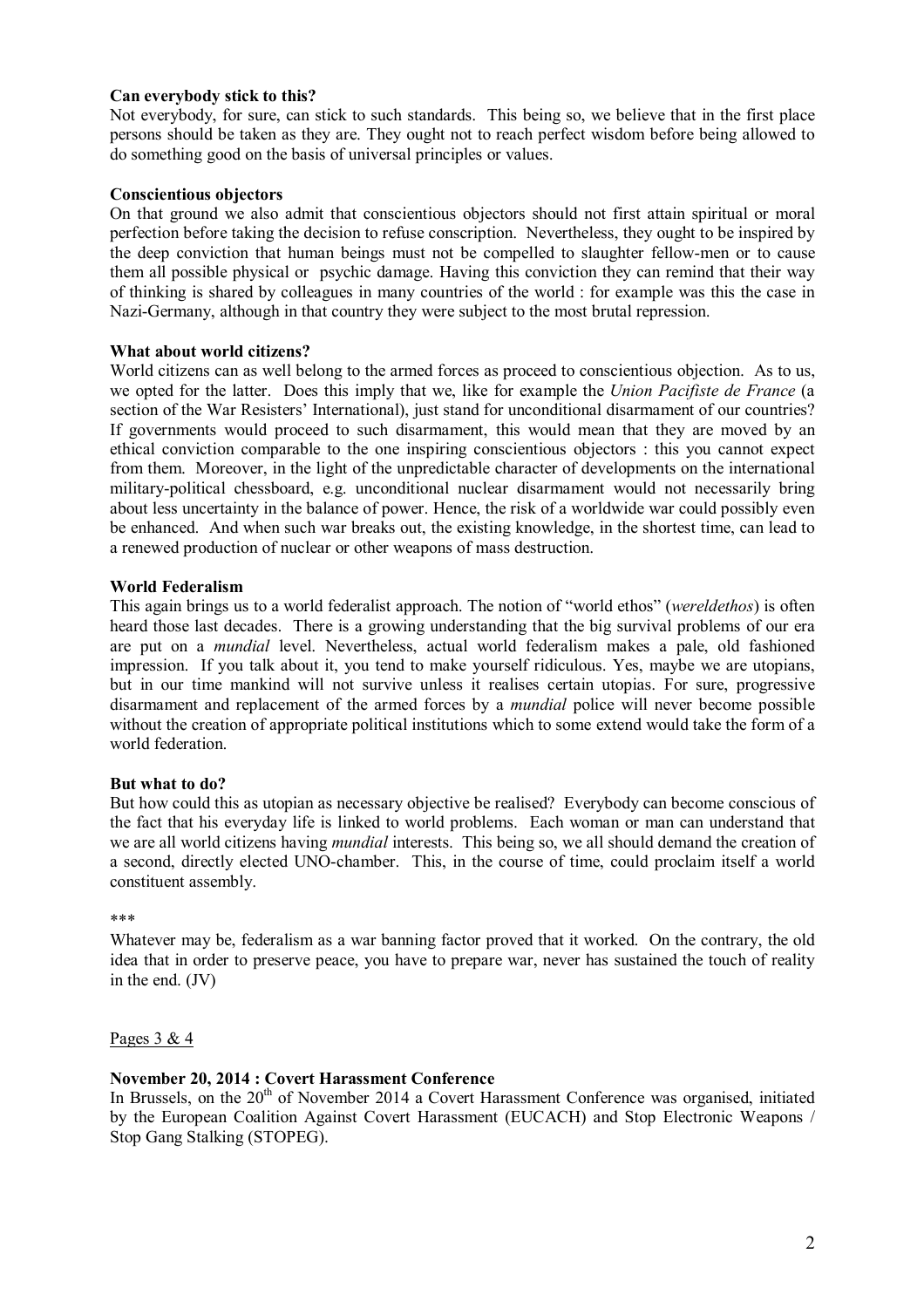**Can everybody stick to this?**

Not everybody, for sure, can stick to such standards. This being so, we believe that in the first place persons should be taken as they are. They ought not to reach perfect wisdom before being allowed to do something good on the basis of universal principles or values.

**Conscientious objectors**

On that ground we also admit that conscientious objectors should not first attain spiritual or moral perfection before taking the decision to refuse conscription. Nevertheless, they ought to be inspired by the deep conviction that human beings must not be compelled to slaughter fellow-men or to cause them all possible physical or psychic damage. Having this conviction they can remind that their way of thinking is shared by colleagues in many countries of the world : for example was this the case in Nazi-Germany, although in that country they were subject to the most brutal repression.

**What about world citizens?**

World citizens can as well belong to the armed forces as proceed to conscientious objection. As to us, we opted for the latter. Does this imply that we, like for example the *Union Pacifiste de France* (a section of the War Resisters' International), just stand for unconditional disarmament of our countries? If governments would proceed to such disarmament, this would mean that they are moved by an ethical conviction comparable to the one inspiring conscientious objectors : this you cannot expect from them. Moreover, in the light of the unpredictable character of developments on the international military-political chessboard, e.g. unconditional nuclear disarmament would not necessarily bring about less uncertainty in the balance of power. Hence, the risk of a worldwide war could possibly even be enhanced. And when such war breaks out, the existing knowledge, in the shortest time, can lead to a renewed production of nuclear or other weapons of mass destruction.

**World Federalism**

This again brings us to a world federalist approach. The notion of "world ethos" (*wereldethos*) is often heard those last decades. There is a growing understanding that the big survival problems of our era are put on a *mundial* level. Nevertheless, actual world federalism makes a pale, old fashioned impression. If you talk about it, you tend to make yourself ridiculous. Yes, maybe we are utopians, but in our time mankind will not survive unless it realises certain utopias. For sure, progressive disarmament and replacement of the armed forces by a *mundial* police will never become possible without the creation of appropriate political institutions which to some extend would take the form of a world federation.

**But what to do?**

But how could this as utopian as necessary objective be realised? Everybody can become conscious of the fact that his everyday life is linked to world problems. Each woman or man can understand that we are all world citizens having *mundial* interests. This being so, we all should demand the creation of a second, directly elected UNO-chamber. This, in the course of time, could proclaim itself a world constituent assembly.

\*\*\*

Whatever may be, federalism as a war banning factor proved that it worked. On the contrary, the old idea that in order to preserve peace, you have to prepare war, never has sustained the touch of reality in the end. (JV)

Pages 3 & 4

**November 20, 2014 : Covert Harassment Conference**

In Brussels, on the 20th of November 2014 a Covert Harassment Conference was organised, initiated by the European Coalition Against Covert Harassment (EUCACH) and Stop Electronic Weapons / Stop Gang Stalking (STOPEG).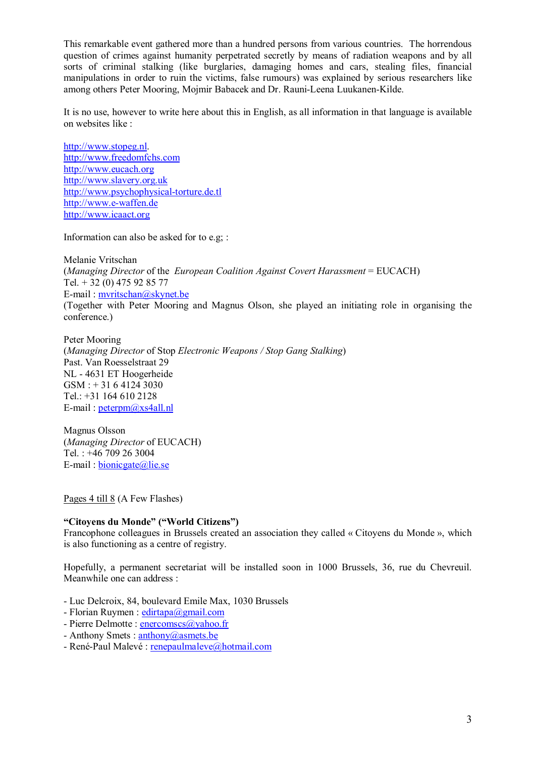This remarkable event gathered more than a hundred persons from various countries. The horrendous question of crimes against humanity perpetrated secretly by means of radiation weapons and by all sorts of criminal stalking (like burglaries, damaging homes and cars, stealing files, financial manipulations in order to ruin the victims, false rumours) was explained by serious researchers like among others Peter Mooring, Mojmir Babacek and Dr. Rauni-Leena Luukanen-Kilde.

It is no use, however to write here about this in English, as all information in that language is available on websites like :

http://www.stopeg.nl.
http://www.freedomfchs.com
http://www.eucach.org
http://www.slavery.org.uk
http://www.psychophysical-torture.de.tl
http://www.e-waffen.de
http://www.icaact.org

Information can also be asked for to e.g; :

Melanie Vritschan
(*Managing Director* of the *European Coalition Against Covert Harassment* = EUCACH)
Tel. + 32 (0) 475 92 85 77
E-mail : mvritschan@skynet.be
(Together with Peter Mooring and Magnus Olson, she played an initiating role in organising the conference.)

Peter Mooring
(*Managing Director* of Stop *Electronic Weapons / Stop Gang Stalking*)
Past. Van Roesselstraat 29
NL - 4631 ET Hoogerheide
GSM : + 31 6 4124 3030
Tel.: +31 164 610 2128
E-mail : peterpm@xs4all.nl

Magnus Olsson
(*Managing Director* of EUCACH)
Tel. : +46 709 26 3004
E-mail : bionicgate@lie.se

Pages 4 till 8 (A Few Flashes)

**“Citoyens du Monde” (“World Citizens”)**
Francophone colleagues in Brussels created an association they called « Citoyens du Monde », which is also functioning as a centre of registry.

Hopefully, a permanent secretariat will be installed soon in 1000 Brussels, 36, rue du Chevreuil. Meanwhile one can address :

- Luc Delcroix, 84, boulevard Emile Max, 1030 Brussels
- Florian Ruymen : edirtapa@gmail.com
- Pierre Delmotte : enercomscs@yahoo.fr
- Anthony Smets : anthony@asmets.be
- René-Paul Malevé : renepaulmaleve@hotmail.com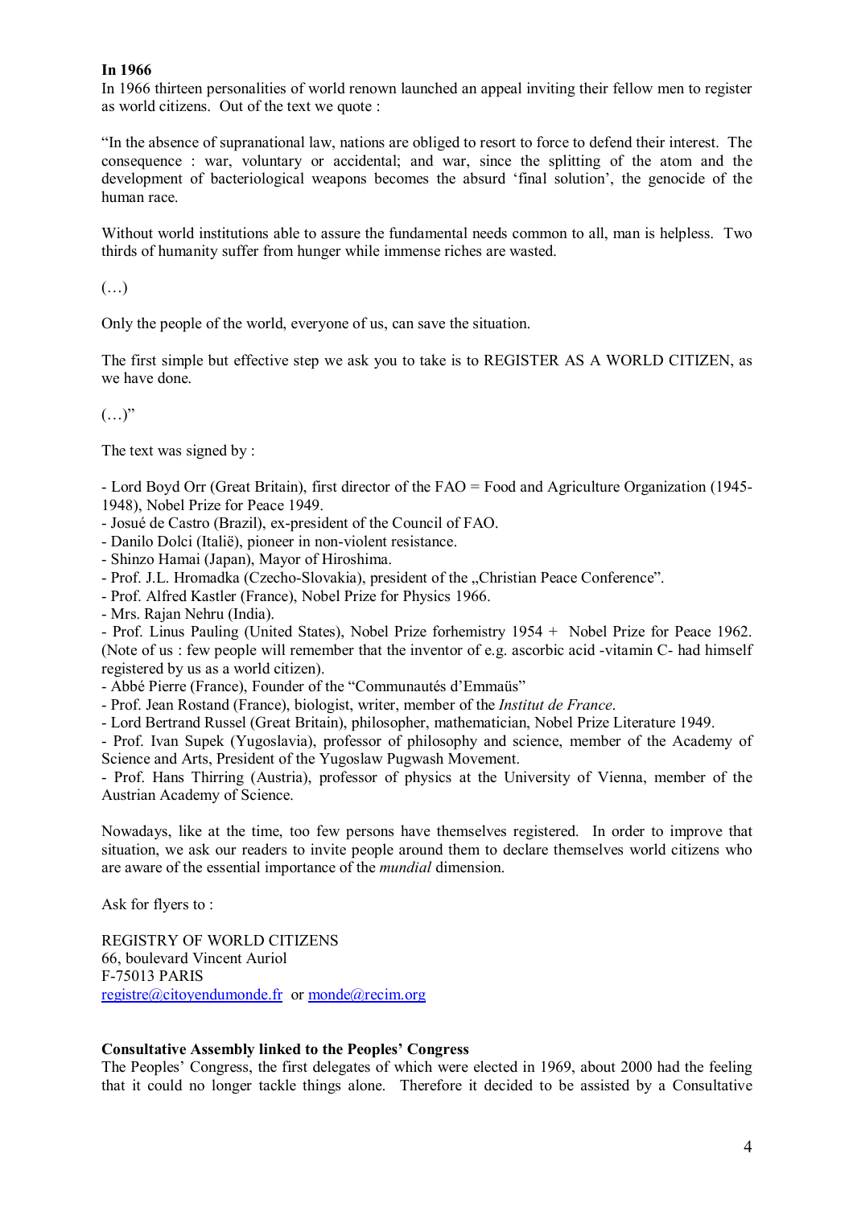**In 1966**

In 1966 thirteen personalities of world renown launched an appeal inviting their fellow men to register as world citizens. Out of the text we quote :

"In the absence of supranational law, nations are obliged to resort to force to defend their interest. The consequence : war, voluntary or accidental; and war, since the splitting of the atom and the development of bacteriological weapons becomes the absurd 'final solution', the genocide of the human race.

Without world institutions able to assure the fundamental needs common to all, man is helpless. Two thirds of humanity suffer from hunger while immense riches are wasted.

(…)

Only the people of the world, everyone of us, can save the situation.

The first simple but effective step we ask you to take is to REGISTER AS A WORLD CITIZEN, as we have done.

(…)"

The text was signed by :

- Lord Boyd Orr (Great Britain), first director of the FAO = Food and Agriculture Organization (1945-1948), Nobel Prize for Peace 1949.
- Josué de Castro (Brazil), ex-president of the Council of FAO.
- Danilo Dolci (Italië), pioneer in non-violent resistance.
- Shinzo Hamai (Japan), Mayor of Hiroshima.
- Prof. J.L. Hromadka (Czecho-Slovakia), president of the „Christian Peace Conference".
- Prof. Alfred Kastler (France), Nobel Prize for Physics 1966.
- Mrs. Rajan Nehru (India).
- Prof. Linus Pauling (United States), Nobel Prize forhemistry 1954 + Nobel Prize for Peace 1962. (Note of us : few people will remember that the inventor of e.g. ascorbic acid -vitamin C- had himself registered by us as a world citizen).
- Abbé Pierre (France), Founder of the "Communautés d'Emmaüs"
- Prof. Jean Rostand (France), biologist, writer, member of the *Institut de France*.
- Lord Bertrand Russel (Great Britain), philosopher, mathematician, Nobel Prize Literature 1949.
- Prof. Ivan Supek (Yugoslavia), professor of philosophy and science, member of the Academy of Science and Arts, President of the Yugoslaw Pugwash Movement.
- Prof. Hans Thirring (Austria), professor of physics at the University of Vienna, member of the Austrian Academy of Science.

Nowadays, like at the time, too few persons have themselves registered. In order to improve that situation, we ask our readers to invite people around them to declare themselves world citizens who are aware of the essential importance of the *mundial* dimension.

Ask for flyers to :

REGISTRY OF WORLD CITIZENS
66, boulevard Vincent Auriol
F-75013 PARIS
registre@citoyendumonde.fr or monde@recim.org

**Consultative Assembly linked to the Peoples' Congress**

The Peoples' Congress, the first delegates of which were elected in 1969, about 2000 had the feeling that it could no longer tackle things alone. Therefore it decided to be assisted by a Consultative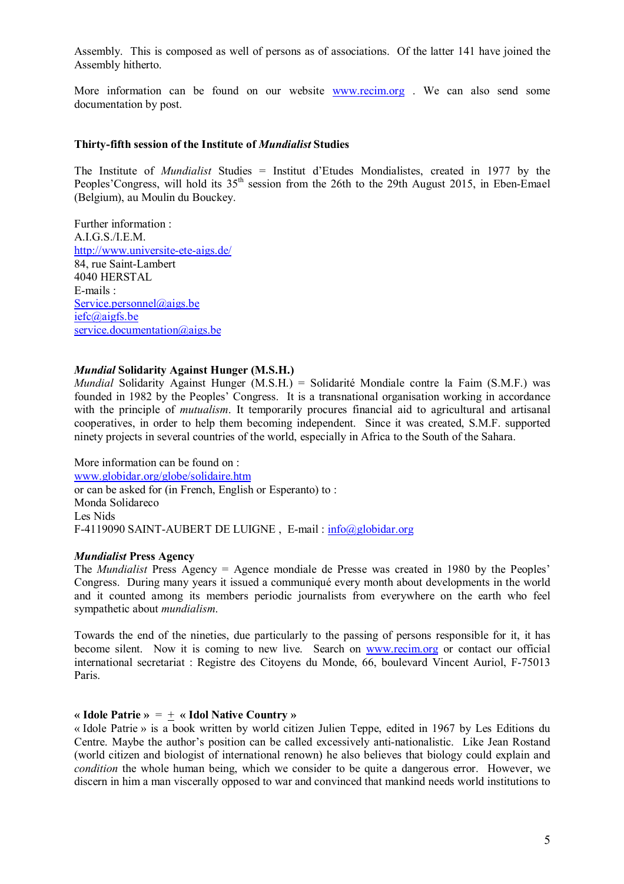Assembly. This is composed as well of persons as of associations. Of the latter 141 have joined the Assembly hitherto.

More information can be found on our website [www.recim.org](http://www.recim.org) . We can also send some documentation by post.

### Thirty-fifth session of the Institute of *Mundialist* Studies

The Institute of *Mundialist* Studies = Institut d'Etudes Mondialistes, created in 1977 by the Peoples'Congress, will hold its 35th session from the 26th to the 29th August 2015, in Eben-Emael (Belgium), au Moulin du Bouckey.

Further information :
A.I.G.S./I.E.M.
[http://www.universite-ete-aigs.de/](http://www.universite-ete-aigs.de/)
84, rue Saint-Lambert
4040 HERSTAL
E-mails :
[Service.personnel@aigs.be](mailto:Service.personnel@aigs.be)
[iefc@aigfs.be](mailto:iefc@aigfs.be)
[service.documentation@aigs.be](mailto:service.documentation@aigs.be)

### *Mundial* Solidarity Against Hunger (M.S.H.)

*Mundial* Solidarity Against Hunger (M.S.H.) = Solidarité Mondiale contre la Faim (S.M.F.) was founded in 1982 by the Peoples' Congress. It is a transnational organisation working in accordance with the principle of *mutualism*. It temporarily procures financial aid to agricultural and artisanal cooperatives, in order to help them becoming independent. Since it was created, S.M.F. supported ninety projects in several countries of the world, especially in Africa to the South of the Sahara.

More information can be found on :
[www.globidar.org/globe/solidaire.htm](http://www.globidar.org/globe/solidaire.htm)
or can be asked for (in French, English or Esperanto) to :
Monda Solidareco
Les Nids
F-4119090 SAINT-AUBERT DE LUIGNE , E-mail : [info@globidar.org](mailto:info@globidar.org)

### *Mundialist* Press Agency

The *Mundialist* Press Agency = Agence mondiale de Presse was created in 1980 by the Peoples' Congress. During many years it issued a communiqué every month about developments in the world and it counted among its members periodic journalists from everywhere on the earth who feel sympathetic about *mundialism*.

Towards the end of the nineties, due particularly to the passing of persons responsible for it, it has become silent. Now it is coming to new live. Search on [www.recim.org](http://www.recim.org) or contact our official international secretariat : Registre des Citoyens du Monde, 66, boulevard Vincent Auriol, F-75013 Paris.

### « Idole Patrie » = ± « Idol Native Country »

« Idole Patrie » is a book written by world citizen Julien Teppe, edited in 1967 by Les Editions du Centre. Maybe the author's position can be called excessively anti-nationalistic. Like Jean Rostand (world citizen and biologist of international renown) he also believes that biology could explain and *condition* the whole human being, which we consider to be quite a dangerous error. However, we discern in him a man viscerally opposed to war and convinced that mankind needs world institutions to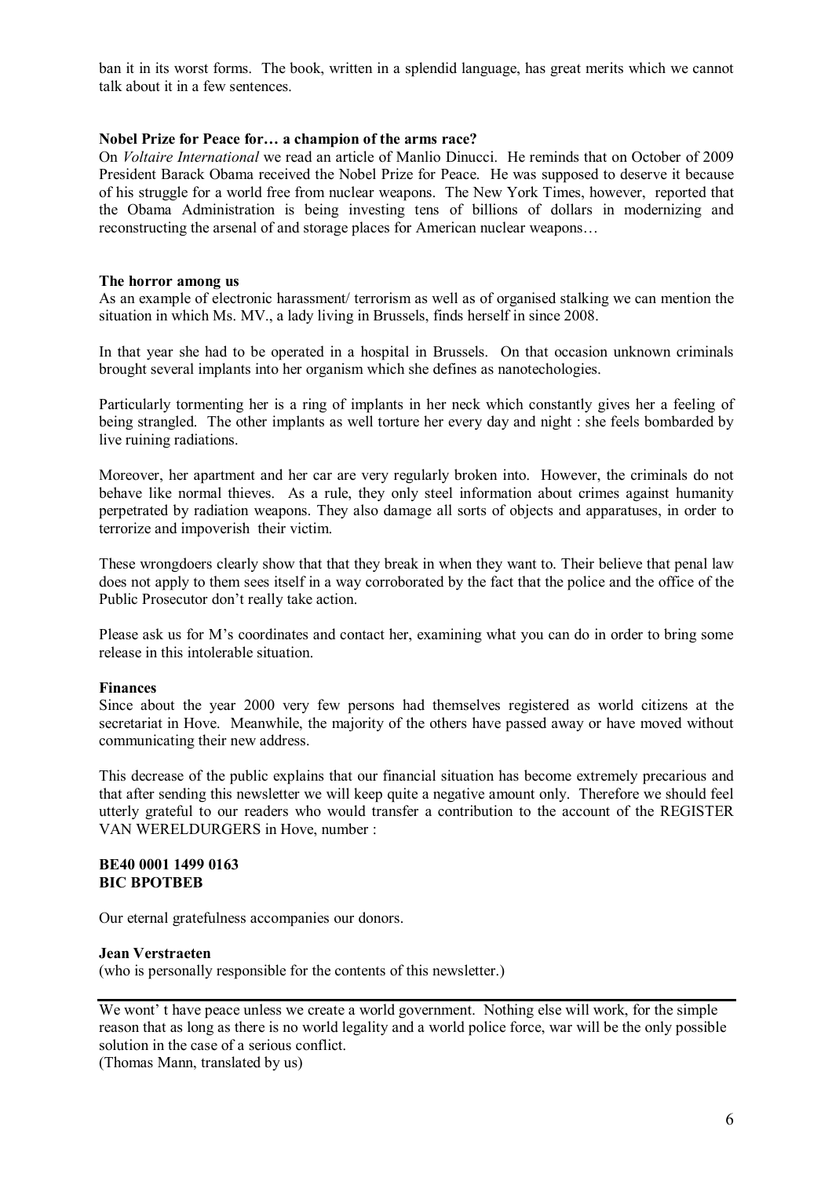ban it in its worst forms. The book, written in a splendid language, has great merits which we cannot talk about it in a few sentences.

**Nobel Prize for Peace for… a champion of the arms race?**

On *Voltaire International* we read an article of Manlio Dinucci. He reminds that on October of 2009 President Barack Obama received the Nobel Prize for Peace. He was supposed to deserve it because of his struggle for a world free from nuclear weapons. The New York Times, however, reported that the Obama Administration is being investing tens of billions of dollars in modernizing and reconstructing the arsenal of and storage places for American nuclear weapons…

**The horror among us**

As an example of electronic harassment/ terrorism as well as of organised stalking we can mention the situation in which Ms. MV., a lady living in Brussels, finds herself in since 2008.

In that year she had to be operated in a hospital in Brussels. On that occasion unknown criminals brought several implants into her organism which she defines as nanotechologies.

Particularly tormenting her is a ring of implants in her neck which constantly gives her a feeling of being strangled. The other implants as well torture her every day and night : she feels bombarded by live ruining radiations.

Moreover, her apartment and her car are very regularly broken into. However, the criminals do not behave like normal thieves. As a rule, they only steel information about crimes against humanity perpetrated by radiation weapons. They also damage all sorts of objects and apparatuses, in order to terrorize and impoverish their victim.

These wrongdoers clearly show that that they break in when they want to. Their believe that penal law does not apply to them sees itself in a way corroborated by the fact that the police and the office of the Public Prosecutor don't really take action.

Please ask us for M's coordinates and contact her, examining what you can do in order to bring some release in this intolerable situation.

**Finances**

Since about the year 2000 very few persons had themselves registered as world citizens at the secretariat in Hove. Meanwhile, the majority of the others have passed away or have moved without communicating their new address.

This decrease of the public explains that our financial situation has become extremely precarious and that after sending this newsletter we will keep quite a negative amount only. Therefore we should feel utterly grateful to our readers who would transfer a contribution to the account of the REGISTER VAN WERELDURGERS in Hove, number :

**BE40 0001 1499 0163**
**BIC BPOTBEB**

Our eternal gratefulness accompanies our donors.

**Jean Verstraeten**
(who is personally responsible for the contents of this newsletter.)

---

We wont' t have peace unless we create a world government. Nothing else will work, for the simple reason that as long as there is no world legality and a world police force, war will be the only possible solution in the case of a serious conflict.
(Thomas Mann, translated by us)